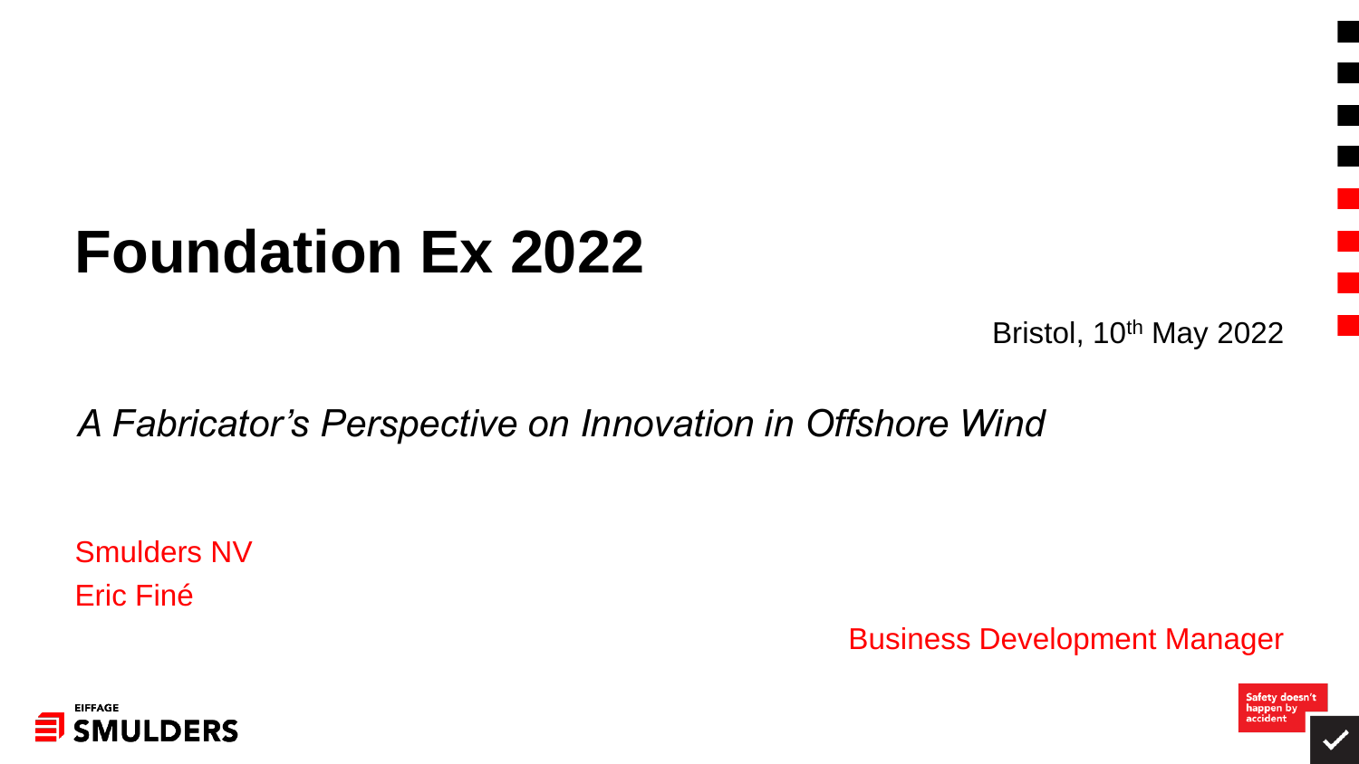# Foundation Ex 2022

Bristol, 10th May 2022

*A Fabricator's Perspective on Innovation in Offshore Wind*

Smulders NV

Eric Finé

Business Development Manager

EIFFAGE SMULDERS

Safety doesn't happen by accident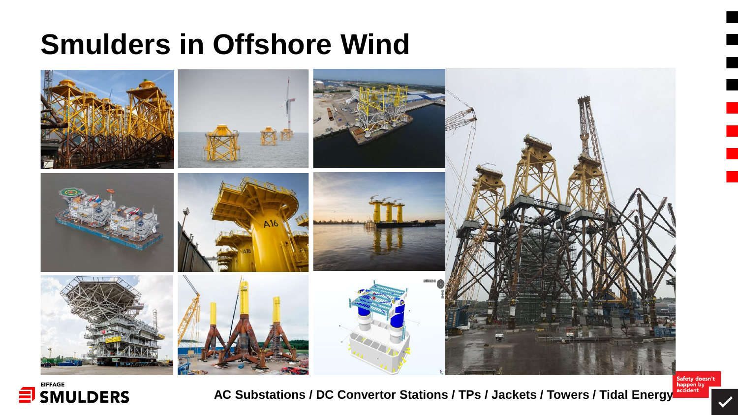# Smulders in Offshore Wind

AC Substations / DC Convertor Stations / TPs / Jackets / Towers / Tidal Energy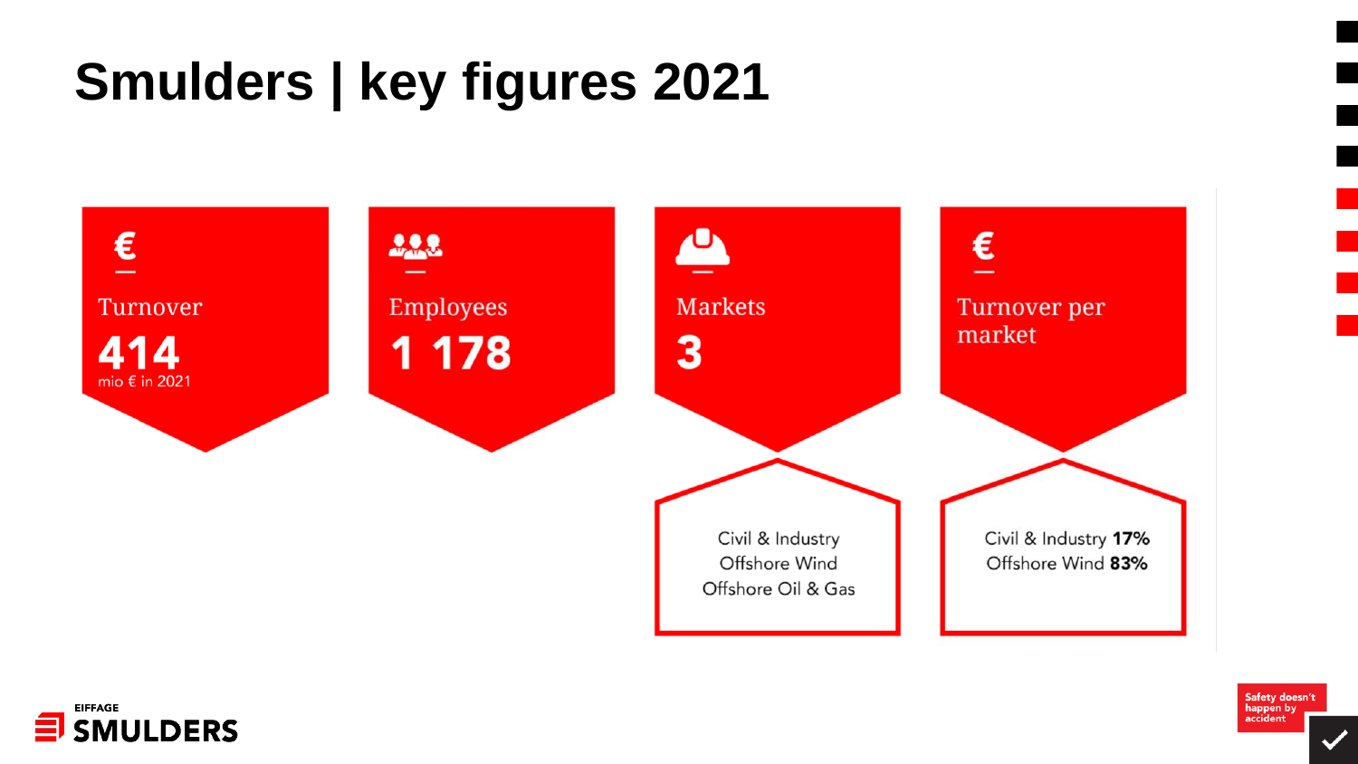# Smulders | key figures 2021

**Turnover**

**414**
mio € in 2021

**Employees**

**1 178**

**Markets**

**3**

Civil & Industry
Offshore Wind
Offshore Oil & Gas

**Turnover per market**

Civil & Industry **17%**
Offshore Wind **83%**

EIFFAGE SMULDERS

Safety doesn't happen by accident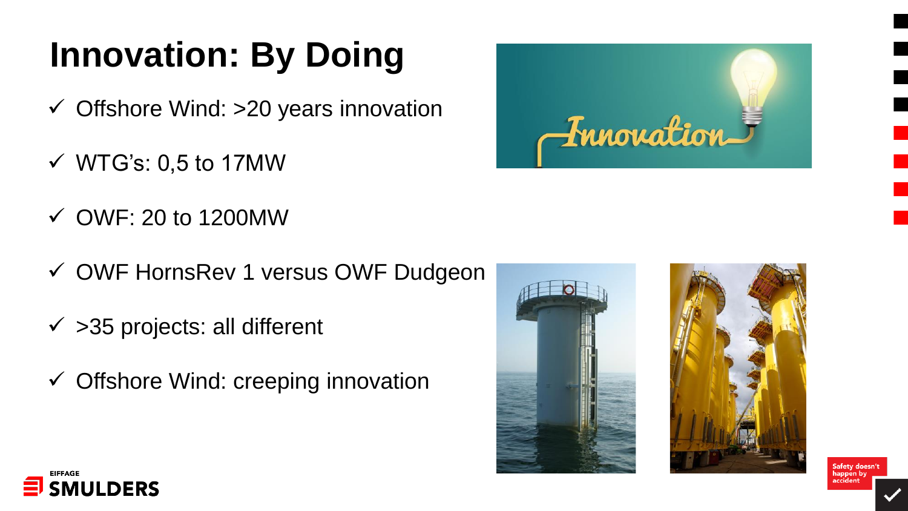# Innovation: By Doing

- ✓ Offshore Wind: >20 years innovation
- ✓ WTG's: 0,5 to 17MW
- ✓ OWF: 20 to 1200MW
- ✓ OWF HornsRev 1 versus OWF Dudgeon
- ✓ >35 projects: all different
- ✓ Offshore Wind: creeping innovation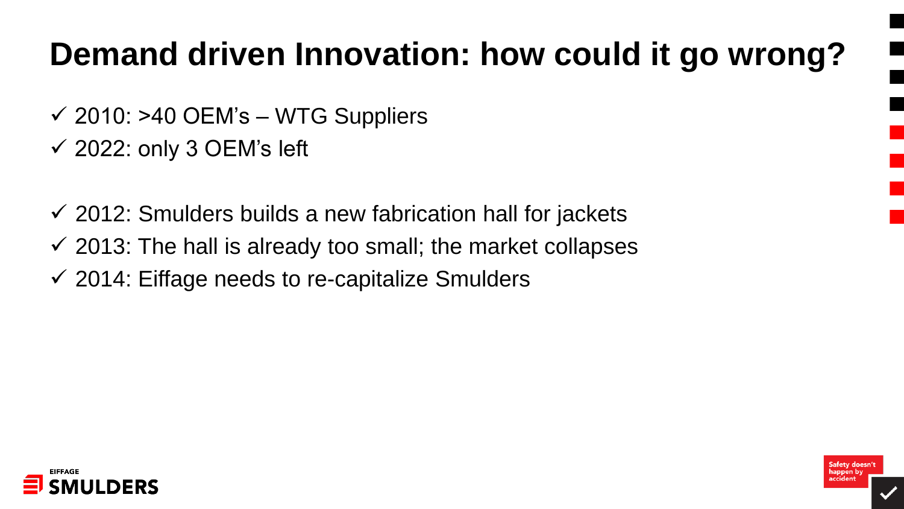# Demand driven Innovation: how could it go wrong?

- ✓ 2010: >40 OEM's – WTG Suppliers
- ✓ 2022: only 3 OEM's left

- ✓ 2012: Smulders builds a new fabrication hall for jackets
- ✓ 2013: The hall is already too small; the market collapses
- ✓ 2014: Eiffage needs to re-capitalize Smulders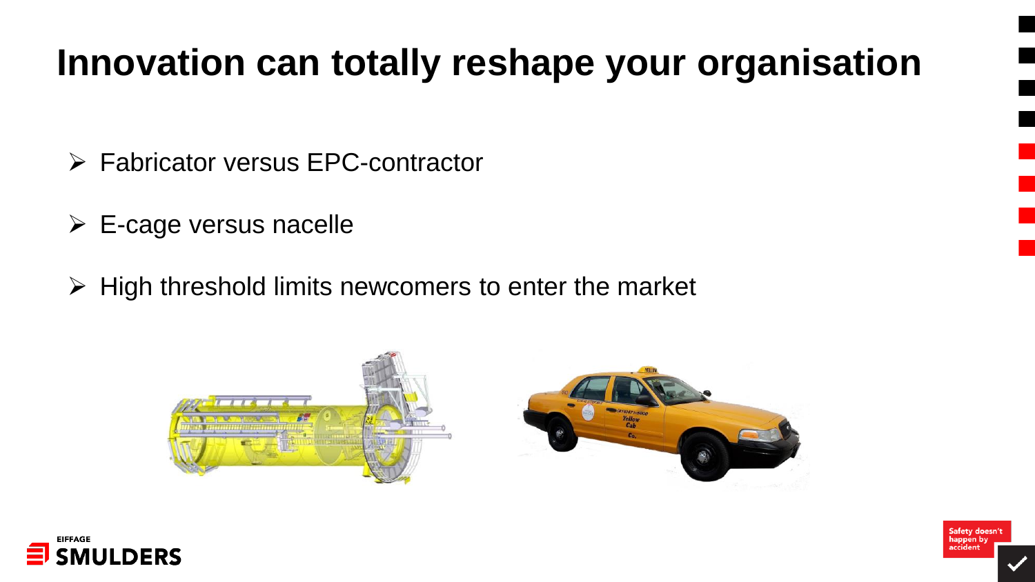# Innovation can totally reshape your organisation

- Fabricator versus EPC-contractor
- E-cage versus nacelle
- High threshold limits newcomers to enter the market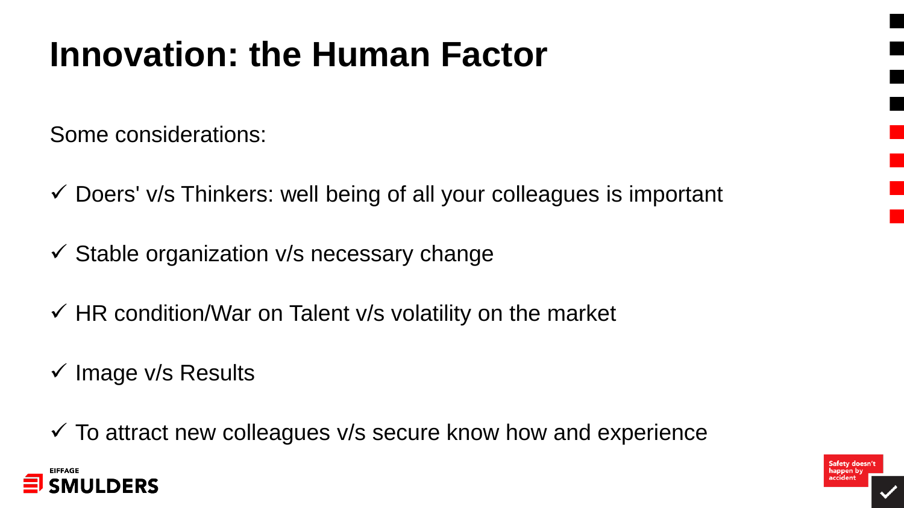# Innovation: the Human Factor

Some considerations:

- ✓ Doers' v/s Thinkers: well being of all your colleagues is important
- ✓ Stable organization v/s necessary change
- ✓ HR condition/War on Talent v/s volatility on the market
- ✓ Image v/s Results
- ✓ To attract new colleagues v/s secure know how and experience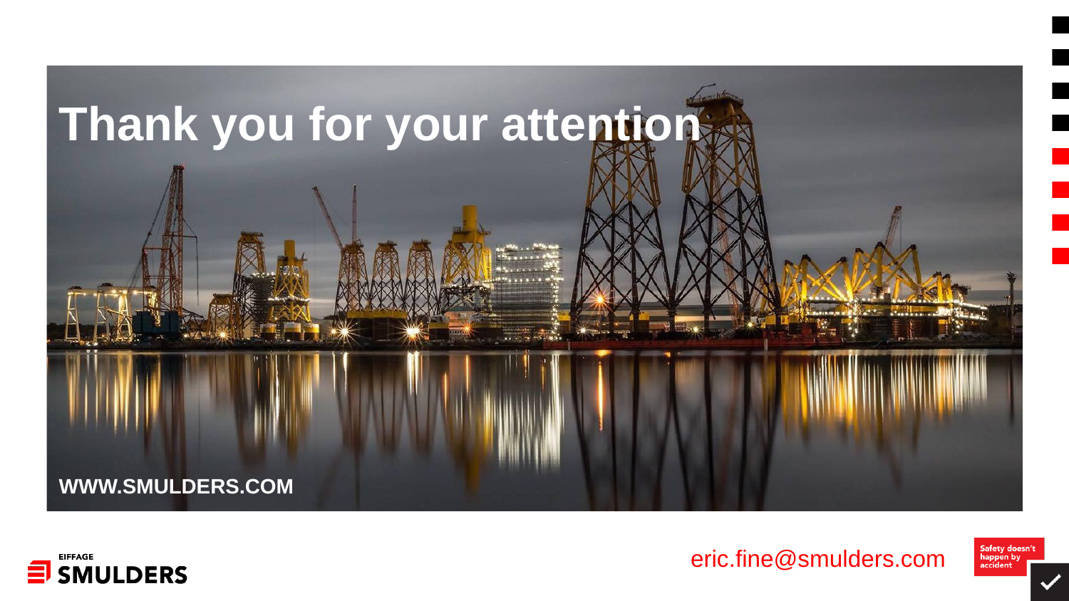# Thank you for your attention

**WWW.SMULDERS.COM**

EIFFAGE
SMULDERS

eric.fine@smulders.com

Safety doesn't happen by accident